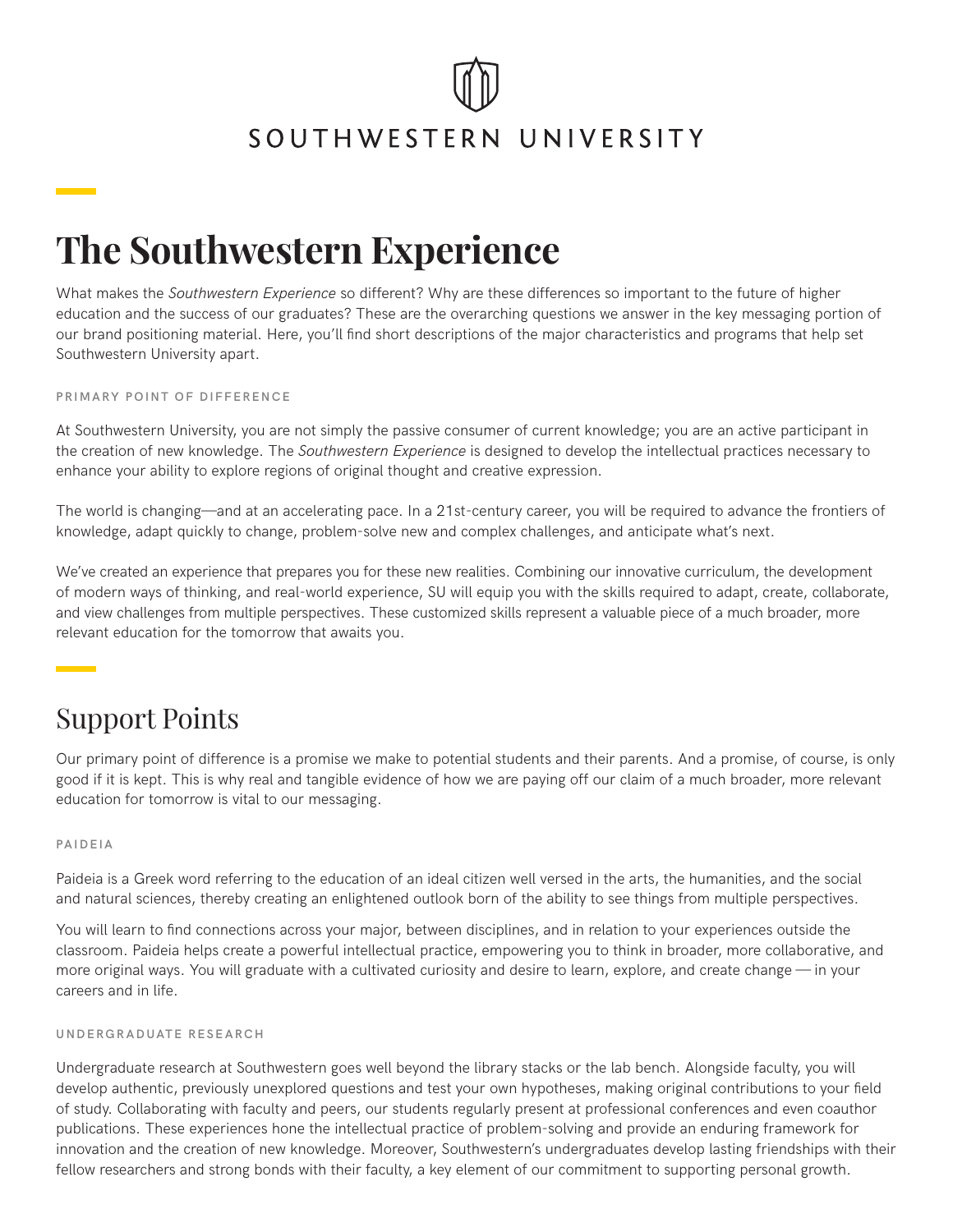SOUTHWESTERN UNIVERSITY

# The Southwestern Experience

What makes the *Southwestern Experience* so different? Why are these differences so important to the future of higher education and the success of our graduates? These are the overarching questions we answer in the key messaging portion of our brand positioning material. Here, you'll find short descriptions of the major characteristics and programs that help set Southwestern University apart.

#### PRIMARY POINT OF DIFFERENCE

At Southwestern University, you are not simply the passive consumer of current knowledge; you are an active participant in the creation of new knowledge. The *Southwestern Experience* is designed to develop the intellectual practices necessary to enhance your ability to explore regions of original thought and creative expression.

The world is changing—and at an accelerating pace. In a 21st-century career, you will be required to advance the frontiers of knowledge, adapt quickly to change, problem-solve new and complex challenges, and anticipate what's next.

We've created an experience that prepares you for these new realities. Combining our innovative curriculum, the development of modern ways of thinking, and real-world experience, SU will equip you with the skills required to adapt, create, collaborate, and view challenges from multiple perspectives. These customized skills represent a valuable piece of a much broader, more relevant education for the tomorrow that awaits you.

## Support Points

Our primary point of difference is a promise we make to potential students and their parents. And a promise, of course, is only good if it is kept. This is why real and tangible evidence of how we are paying off our claim of a much broader, more relevant education for tomorrow is vital to our messaging.

#### PAIDEIA

Paideia is a Greek word referring to the education of an ideal citizen well versed in the arts, the humanities, and the social and natural sciences, thereby creating an enlightened outlook born of the ability to see things from multiple perspectives.

You will learn to find connections across your major, between disciplines, and in relation to your experiences outside the classroom. Paideia helps create a powerful intellectual practice, empowering you to think in broader, more collaborative, and more original ways. You will graduate with a cultivated curiosity and desire to learn, explore, and create change — in your careers and in life.

#### UNDERGRADUATE RESEARCH

Undergraduate research at Southwestern goes well beyond the library stacks or the lab bench. Alongside faculty, you will develop authentic, previously unexplored questions and test your own hypotheses, making original contributions to your field of study. Collaborating with faculty and peers, our students regularly present at professional conferences and even coauthor publications. These experiences hone the intellectual practice of problem-solving and provide an enduring framework for innovation and the creation of new knowledge. Moreover, Southwestern's undergraduates develop lasting friendships with their fellow researchers and strong bonds with their faculty, a key element of our commitment to supporting personal growth.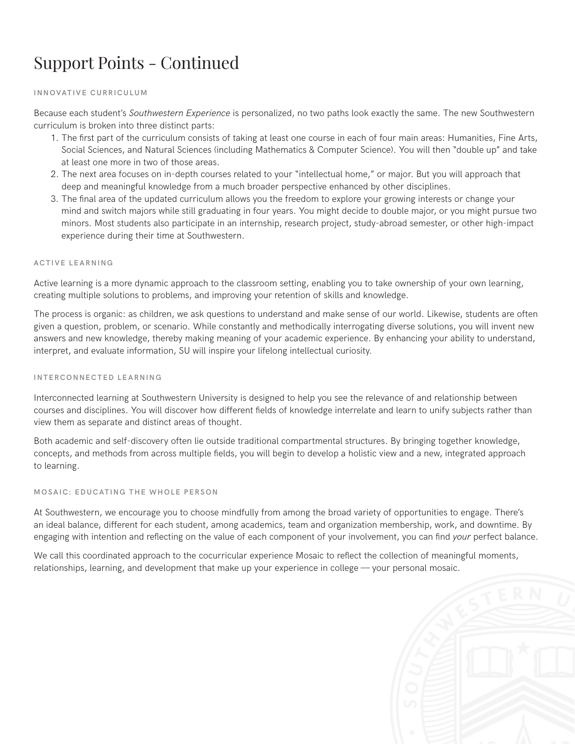# Support Points - Continued

### INNOVATIVE CURRICULUM

Because each student's *Southwestern Experience* is personalized, no two paths look exactly the same. The new Southwestern curriculum is broken into three distinct parts:

1. The first part of the curriculum consists of taking at least one course in each of four main areas: Humanities, Fine Arts, Social Sciences, and Natural Sciences (including Mathematics & Computer Science). You will then "double up" and take at least one more in two of those areas.
2. The next area focuses on in-depth courses related to your "intellectual home," or major. But you will approach that deep and meaningful knowledge from a much broader perspective enhanced by other disciplines.
3. The final area of the updated curriculum allows you the freedom to explore your growing interests or change your mind and switch majors while still graduating in four years. You might decide to double major, or you might pursue two minors. Most students also participate in an internship, research project, study-abroad semester, or other high-impact experience during their time at Southwestern.

### ACTIVE LEARNING

Active learning is a more dynamic approach to the classroom setting, enabling you to take ownership of your own learning, creating multiple solutions to problems, and improving your retention of skills and knowledge.

The process is organic: as children, we ask questions to understand and make sense of our world. Likewise, students are often given a question, problem, or scenario. While constantly and methodically interrogating diverse solutions, you will invent new answers and new knowledge, thereby making meaning of your academic experience. By enhancing your ability to understand, interpret, and evaluate information, SU will inspire your lifelong intellectual curiosity.

### INTERCONNECTED LEARNING

Interconnected learning at Southwestern University is designed to help you see the relevance of and relationship between courses and disciplines. You will discover how different fields of knowledge interrelate and learn to unify subjects rather than view them as separate and distinct areas of thought.

Both academic and self-discovery often lie outside traditional compartmental structures. By bringing together knowledge, concepts, and methods from across multiple fields, you will begin to develop a holistic view and a new, integrated approach to learning.

### MOSAIC: EDUCATING THE WHOLE PERSON

At Southwestern, we encourage you to choose mindfully from among the broad variety of opportunities to engage. There's an ideal balance, different for each student, among academics, team and organization membership, work, and downtime. By engaging with intention and reflecting on the value of each component of your involvement, you can find *your* perfect balance.

We call this coordinated approach to the cocurricular experience Mosaic to reflect the collection of meaningful moments, relationships, learning, and development that make up your experience in college — your personal mosaic.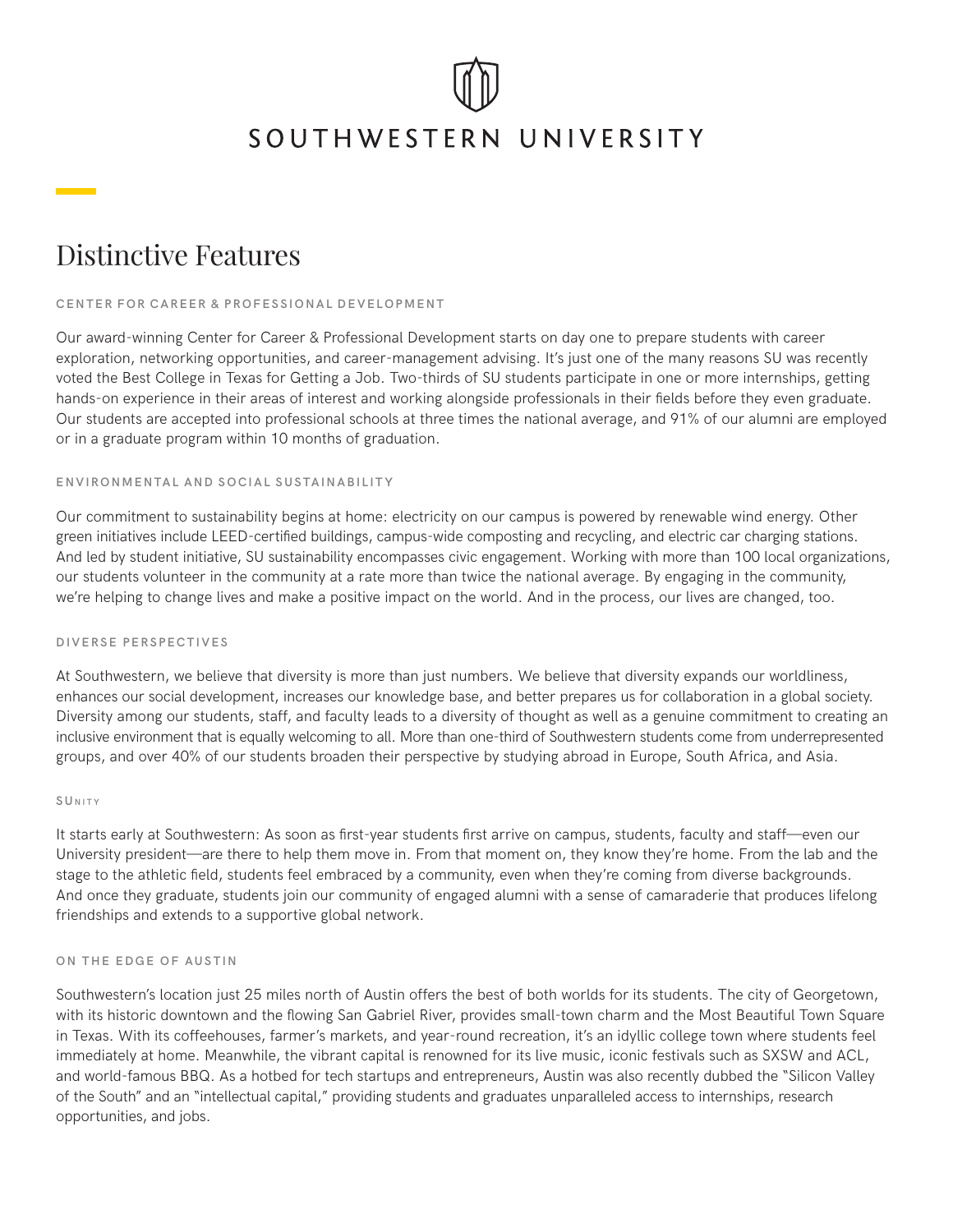# SOUTHWESTERN UNIVERSITY

## Distinctive Features

### CENTER FOR CAREER & PROFESSIONAL DEVELOPMENT

Our award-winning Center for Career & Professional Development starts on day one to prepare students with career exploration, networking opportunities, and career-management advising. It's just one of the many reasons SU was recently voted the Best College in Texas for Getting a Job. Two-thirds of SU students participate in one or more internships, getting hands-on experience in their areas of interest and working alongside professionals in their fields before they even graduate. Our students are accepted into professional schools at three times the national average, and 91% of our alumni are employed or in a graduate program within 10 months of graduation.

### ENVIRONMENTAL AND SOCIAL SUSTAINABILITY

Our commitment to sustainability begins at home: electricity on our campus is powered by renewable wind energy. Other green initiatives include LEED-certified buildings, campus-wide composting and recycling, and electric car charging stations. And led by student initiative, SU sustainability encompasses civic engagement. Working with more than 100 local organizations, our students volunteer in the community at a rate more than twice the national average. By engaging in the community, we're helping to change lives and make a positive impact on the world. And in the process, our lives are changed, too.

### DIVERSE PERSPECTIVES

At Southwestern, we believe that diversity is more than just numbers. We believe that diversity expands our worldliness, enhances our social development, increases our knowledge base, and better prepares us for collaboration in a global society. Diversity among our students, staff, and faculty leads to a diversity of thought as well as a genuine commitment to creating an inclusive environment that is equally welcoming to all. More than one-third of Southwestern students come from underrepresented groups, and over 40% of our students broaden their perspective by studying abroad in Europe, South Africa, and Asia.

### SUNITY

It starts early at Southwestern: As soon as first-year students first arrive on campus, students, faculty and staff—even our University president—are there to help them move in. From that moment on, they know they're home. From the lab and the stage to the athletic field, students feel embraced by a community, even when they're coming from diverse backgrounds. And once they graduate, students join our community of engaged alumni with a sense of camaraderie that produces lifelong friendships and extends to a supportive global network.

### ON THE EDGE OF AUSTIN

Southwestern's location just 25 miles north of Austin offers the best of both worlds for its students. The city of Georgetown, with its historic downtown and the flowing San Gabriel River, provides small-town charm and the Most Beautiful Town Square in Texas. With its coffeehouses, farmer's markets, and year-round recreation, it's an idyllic college town where students feel immediately at home. Meanwhile, the vibrant capital is renowned for its live music, iconic festivals such as SXSW and ACL, and world-famous BBQ. As a hotbed for tech startups and entrepreneurs, Austin was also recently dubbed the "Silicon Valley of the South" and an "intellectual capital," providing students and graduates unparalleled access to internships, research opportunities, and jobs.